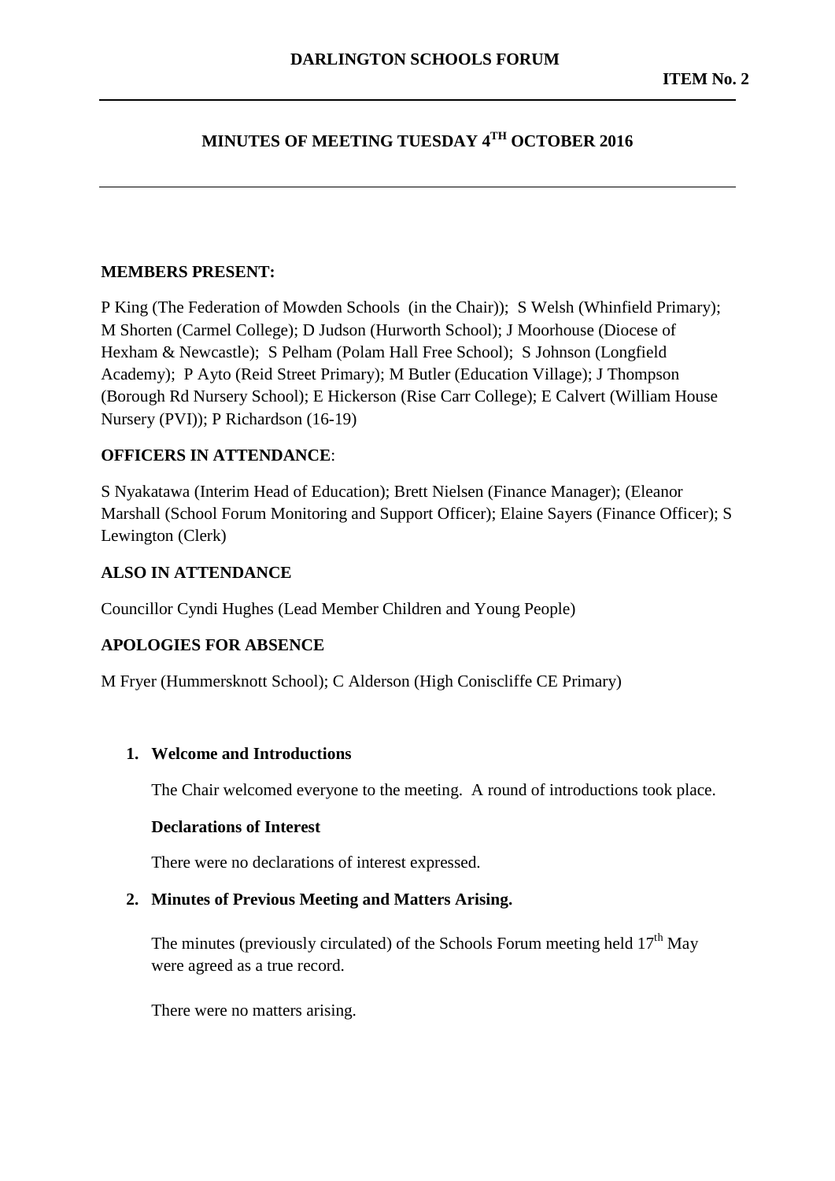**DARLINGTON SCHOOLS FORUM**

**ITEM No. 2**

# MINUTES OF MEETING TUESDAY 4TH OCTOBER 2016

**MEMBERS PRESENT:**

P King (The Federation of Mowden Schools (in the Chair)); S Welsh (Whinfield Primary); M Shorten (Carmel College); D Judson (Hurworth School); J Moorhouse (Diocese of Hexham & Newcastle); S Pelham (Polam Hall Free School); S Johnson (Longfield Academy); P Ayto (Reid Street Primary); M Butler (Education Village); J Thompson (Borough Rd Nursery School); E Hickerson (Rise Carr College); E Calvert (William House Nursery (PVI)); P Richardson (16-19)

**OFFICERS IN ATTENDANCE**:

S Nyakatawa (Interim Head of Education); Brett Nielsen (Finance Manager); (Eleanor Marshall (School Forum Monitoring and Support Officer); Elaine Sayers (Finance Officer); S Lewington (Clerk)

**ALSO IN ATTENDANCE**

Councillor Cyndi Hughes (Lead Member Children and Young People)

**APOLOGIES FOR ABSENCE**

M Fryer (Hummersknott School); C Alderson (High Coniscliffe CE Primary)

1. **Welcome and Introductions**

   The Chair welcomed everyone to the meeting. A round of introductions took place.

   **Declarations of Interest**

   There were no declarations of interest expressed.

2. **Minutes of Previous Meeting and Matters Arising.**

   The minutes (previously circulated) of the Schools Forum meeting held 17th May were agreed as a true record.

   There were no matters arising.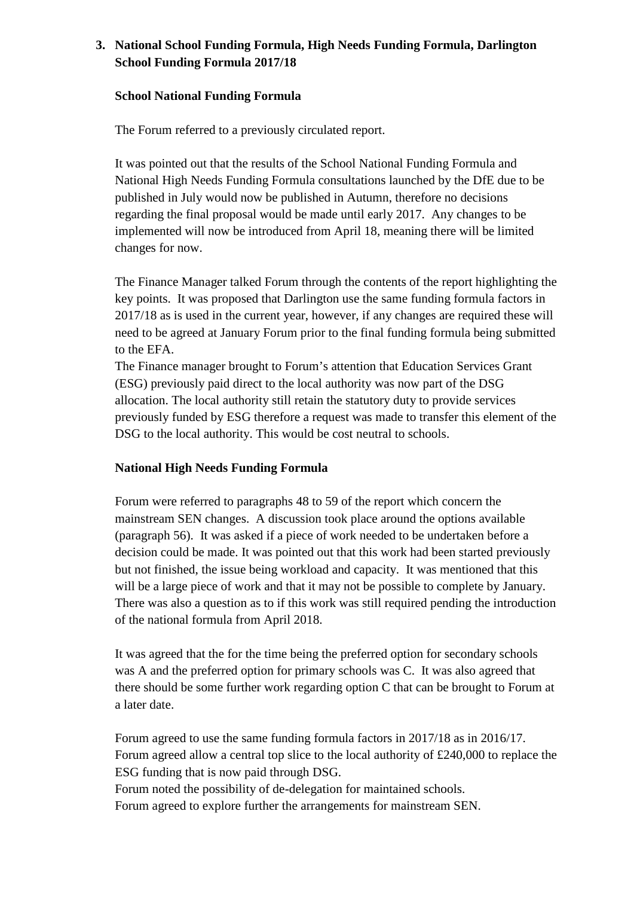## 3. National School Funding Formula, High Needs Funding Formula, Darlington School Funding Formula 2017/18

### School National Funding Formula

The Forum referred to a previously circulated report.

It was pointed out that the results of the School National Funding Formula and National High Needs Funding Formula consultations launched by the DfE due to be published in July would now be published in Autumn, therefore no decisions regarding the final proposal would be made until early 2017. Any changes to be implemented will now be introduced from April 18, meaning there will be limited changes for now.

The Finance Manager talked Forum through the contents of the report highlighting the key points. It was proposed that Darlington use the same funding formula factors in 2017/18 as is used in the current year, however, if any changes are required these will need to be agreed at January Forum prior to the final funding formula being submitted to the EFA.

The Finance manager brought to Forum's attention that Education Services Grant (ESG) previously paid direct to the local authority was now part of the DSG allocation. The local authority still retain the statutory duty to provide services previously funded by ESG therefore a request was made to transfer this element of the DSG to the local authority. This would be cost neutral to schools.

### National High Needs Funding Formula

Forum were referred to paragraphs 48 to 59 of the report which concern the mainstream SEN changes. A discussion took place around the options available (paragraph 56). It was asked if a piece of work needed to be undertaken before a decision could be made. It was pointed out that this work had been started previously but not finished, the issue being workload and capacity. It was mentioned that this will be a large piece of work and that it may not be possible to complete by January. There was also a question as to if this work was still required pending the introduction of the national formula from April 2018.

It was agreed that the for the time being the preferred option for secondary schools was A and the preferred option for primary schools was C. It was also agreed that there should be some further work regarding option C that can be brought to Forum at a later date.

Forum agreed to use the same funding formula factors in 2017/18 as in 2016/17.
Forum agreed allow a central top slice to the local authority of £240,000 to replace the ESG funding that is now paid through DSG.
Forum noted the possibility of de-delegation for maintained schools.
Forum agreed to explore further the arrangements for mainstream SEN.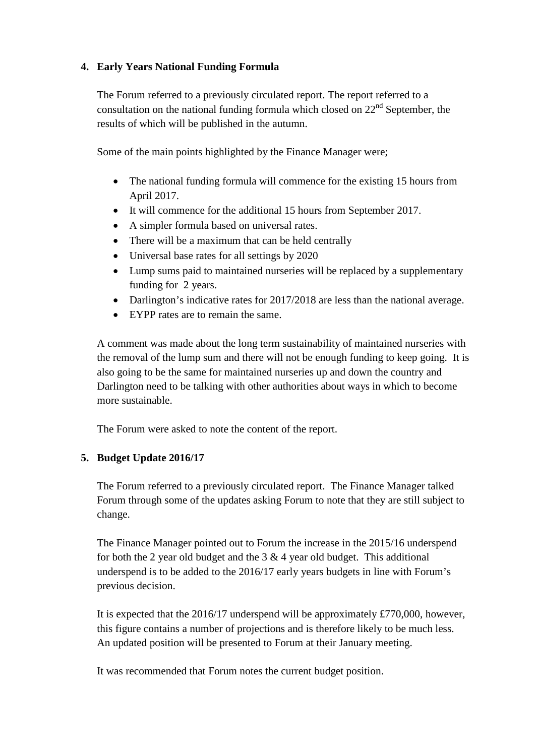## 4. Early Years National Funding Formula

The Forum referred to a previously circulated report. The report referred to a consultation on the national funding formula which closed on 22nd September, the results of which will be published in the autumn.

Some of the main points highlighted by the Finance Manager were;

- The national funding formula will commence for the existing 15 hours from April 2017.
- It will commence for the additional 15 hours from September 2017.
- A simpler formula based on universal rates.
- There will be a maximum that can be held centrally
- Universal base rates for all settings by 2020
- Lump sums paid to maintained nurseries will be replaced by a supplementary funding for 2 years.
- Darlington's indicative rates for 2017/2018 are less than the national average.
- EYPP rates are to remain the same.

A comment was made about the long term sustainability of maintained nurseries with the removal of the lump sum and there will not be enough funding to keep going. It is also going to be the same for maintained nurseries up and down the country and Darlington need to be talking with other authorities about ways in which to become more sustainable.

The Forum were asked to note the content of the report.

## 5. Budget Update 2016/17

The Forum referred to a previously circulated report. The Finance Manager talked Forum through some of the updates asking Forum to note that they are still subject to change.

The Finance Manager pointed out to Forum the increase in the 2015/16 underspend for both the 2 year old budget and the 3 & 4 year old budget. This additional underspend is to be added to the 2016/17 early years budgets in line with Forum's previous decision.

It is expected that the 2016/17 underspend will be approximately £770,000, however, this figure contains a number of projections and is therefore likely to be much less. An updated position will be presented to Forum at their January meeting.

It was recommended that Forum notes the current budget position.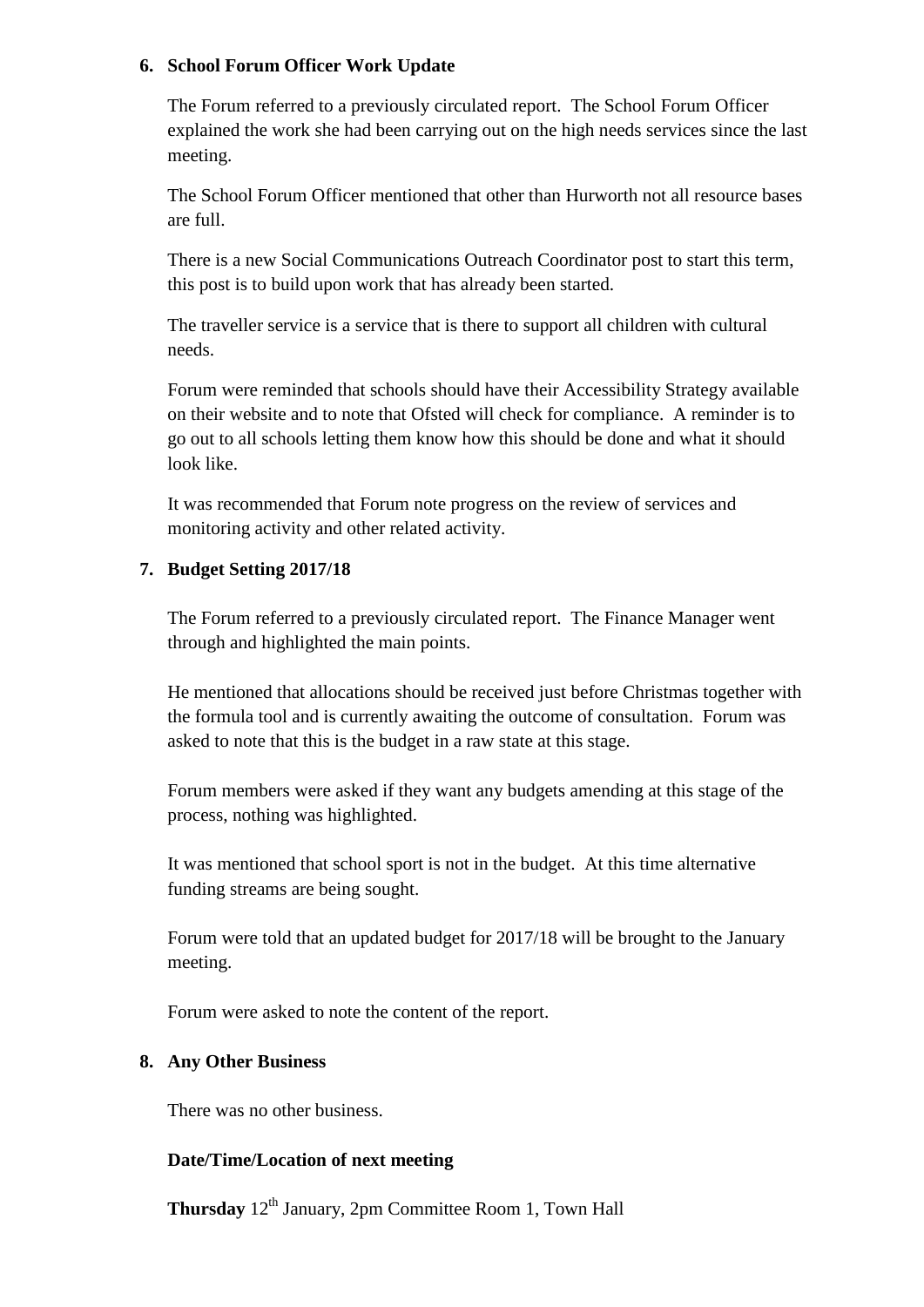## 6. School Forum Officer Work Update

The Forum referred to a previously circulated report. The School Forum Officer explained the work she had been carrying out on the high needs services since the last meeting.

The School Forum Officer mentioned that other than Hurworth not all resource bases are full.

There is a new Social Communications Outreach Coordinator post to start this term, this post is to build upon work that has already been started.

The traveller service is a service that is there to support all children with cultural needs.

Forum were reminded that schools should have their Accessibility Strategy available on their website and to note that Ofsted will check for compliance. A reminder is to go out to all schools letting them know how this should be done and what it should look like.

It was recommended that Forum note progress on the review of services and monitoring activity and other related activity.

## 7. Budget Setting 2017/18

The Forum referred to a previously circulated report. The Finance Manager went through and highlighted the main points.

He mentioned that allocations should be received just before Christmas together with the formula tool and is currently awaiting the outcome of consultation. Forum was asked to note that this is the budget in a raw state at this stage.

Forum members were asked if they want any budgets amending at this stage of the process, nothing was highlighted.

It was mentioned that school sport is not in the budget. At this time alternative funding streams are being sought.

Forum were told that an updated budget for 2017/18 will be brought to the January meeting.

Forum were asked to note the content of the report.

## 8. Any Other Business

There was no other business.

### Date/Time/Location of next meeting

**Thursday** 12th January, 2pm Committee Room 1, Town Hall